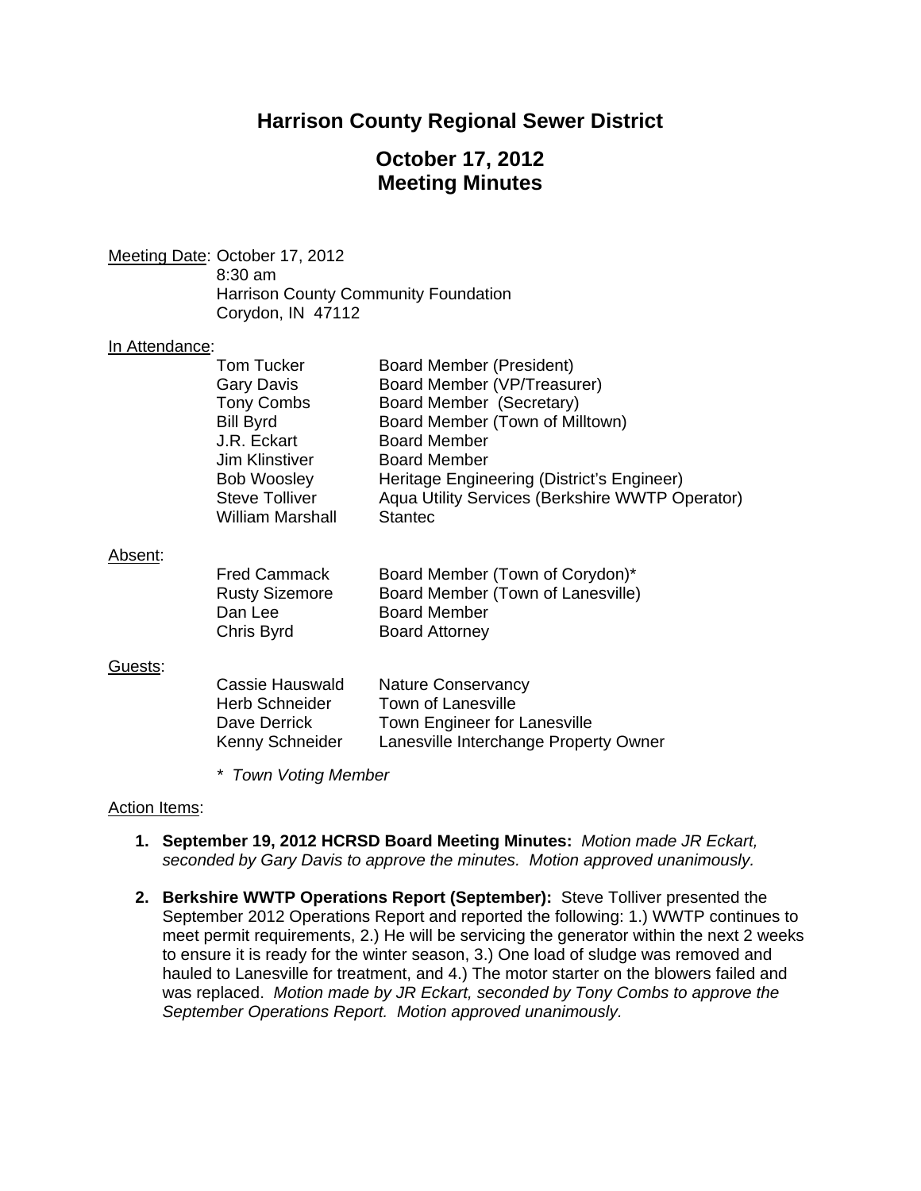# Harrison County Regional Sewer District

## October 17, 2012
## Meeting Minutes

Meeting Date: October 17, 2012
8:30 am
Harrison County Community Foundation
Corydon, IN 47112

In Attendance:

| | |
|---|---|
| Tom Tucker | Board Member (President) |
| Gary Davis | Board Member (VP/Treasurer) |
| Tony Combs | Board Member (Secretary) |
| Bill Byrd | Board Member (Town of Milltown) |
| J.R. Eckart | Board Member |
| Jim Klinstiver | Board Member |
| Bob Woosley | Heritage Engineering (District's Engineer) |
| Steve Tolliver | Aqua Utility Services (Berkshire WWTP Operator) |
| William Marshall | Stantec |

Absent:

| | |
|---|---|
| Fred Cammack | Board Member (Town of Corydon)* |
| Rusty Sizemore | Board Member (Town of Lanesville) |
| Dan Lee | Board Member |
| Chris Byrd | Board Attorney |

Guests:

| | |
|---|---|
| Cassie Hauswald | Nature Conservancy |
| Herb Schneider | Town of Lanesville |
| Dave Derrick | Town Engineer for Lanesville |
| Kenny Schneider | Lanesville Interchange Property Owner |

*\* Town Voting Member*

Action Items:

1. **September 19, 2012 HCRSD Board Meeting Minutes:** *Motion made JR Eckart, seconded by Gary Davis to approve the minutes. Motion approved unanimously.*

2. **Berkshire WWTP Operations Report (September):** Steve Tolliver presented the September 2012 Operations Report and reported the following: 1.) WWTP continues to meet permit requirements, 2.) He will be servicing the generator within the next 2 weeks to ensure it is ready for the winter season, 3.) One load of sludge was removed and hauled to Lanesville for treatment, and 4.) The motor starter on the blowers failed and was replaced. *Motion made by JR Eckart, seconded by Tony Combs to approve the September Operations Report. Motion approved unanimously.*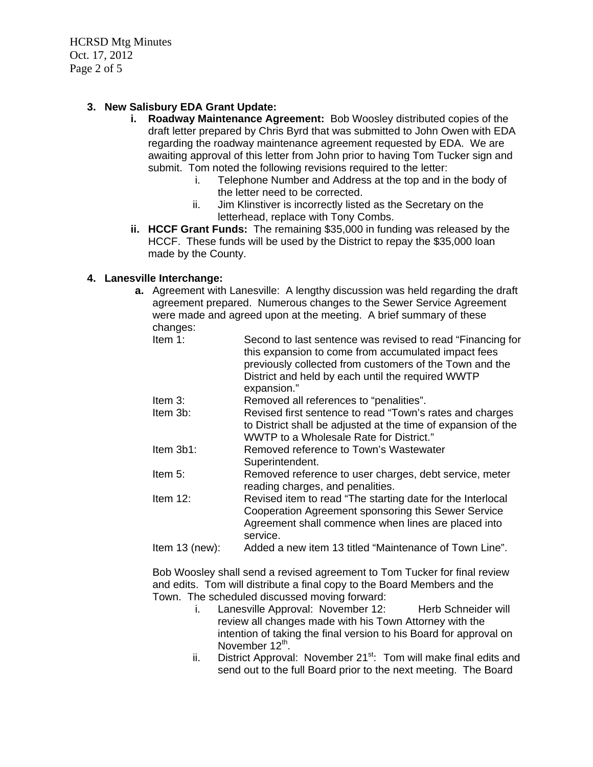**3. New Salisbury EDA Grant Update:**

- **i. Roadway Maintenance Agreement:** Bob Woosley distributed copies of the draft letter prepared by Chris Byrd that was submitted to John Owen with EDA regarding the roadway maintenance agreement requested by EDA. We are awaiting approval of this letter from John prior to having Tom Tucker sign and submit. Tom noted the following revisions required to the letter:
  - i. Telephone Number and Address at the top and in the body of the letter need to be corrected.
  - ii. Jim Klinstiver is incorrectly listed as the Secretary on the letterhead, replace with Tony Combs.
- **ii. HCCF Grant Funds:** The remaining $35,000 in funding was released by the HCCF. These funds will be used by the District to repay the $35,000 loan made by the County.

**4. Lanesville Interchange:**

- **a.** Agreement with Lanesville: A lengthy discussion was held regarding the draft agreement prepared. Numerous changes to the Sewer Service Agreement were made and agreed upon at the meeting. A brief summary of these changes:

| | |
|---|---|
| Item 1: | Second to last sentence was revised to read "Financing for this expansion to come from accumulated impact fees previously collected from customers of the Town and the District and held by each until the required WWTP expansion." |
| Item 3: | Removed all references to "penalities". |
| Item 3b: | Revised first sentence to read "Town's rates and charges to District shall be adjusted at the time of expansion of the WWTP to a Wholesale Rate for District." |
| Item 3b1: | Removed reference to Town's Wastewater Superintendent. |
| Item 5: | Removed reference to user charges, debt service, meter reading charges, and penalities. |
| Item 12: | Revised item to read "The starting date for the Interlocal Cooperation Agreement sponsoring this Sewer Service Agreement shall commence when lines are placed into service. |
| Item 13 (new): | Added a new item 13 titled "Maintenance of Town Line". |

  Bob Woosley shall send a revised agreement to Tom Tucker for final review and edits. Tom will distribute a final copy to the Board Members and the Town. The scheduled discussed moving forward:

  - i. Lanesville Approval: November 12: Herb Schneider will review all changes made with his Town Attorney with the intention of taking the final version to his Board for approval on November 12th.
  - ii. District Approval: November 21st: Tom will make final edits and send out to the full Board prior to the next meeting. The Board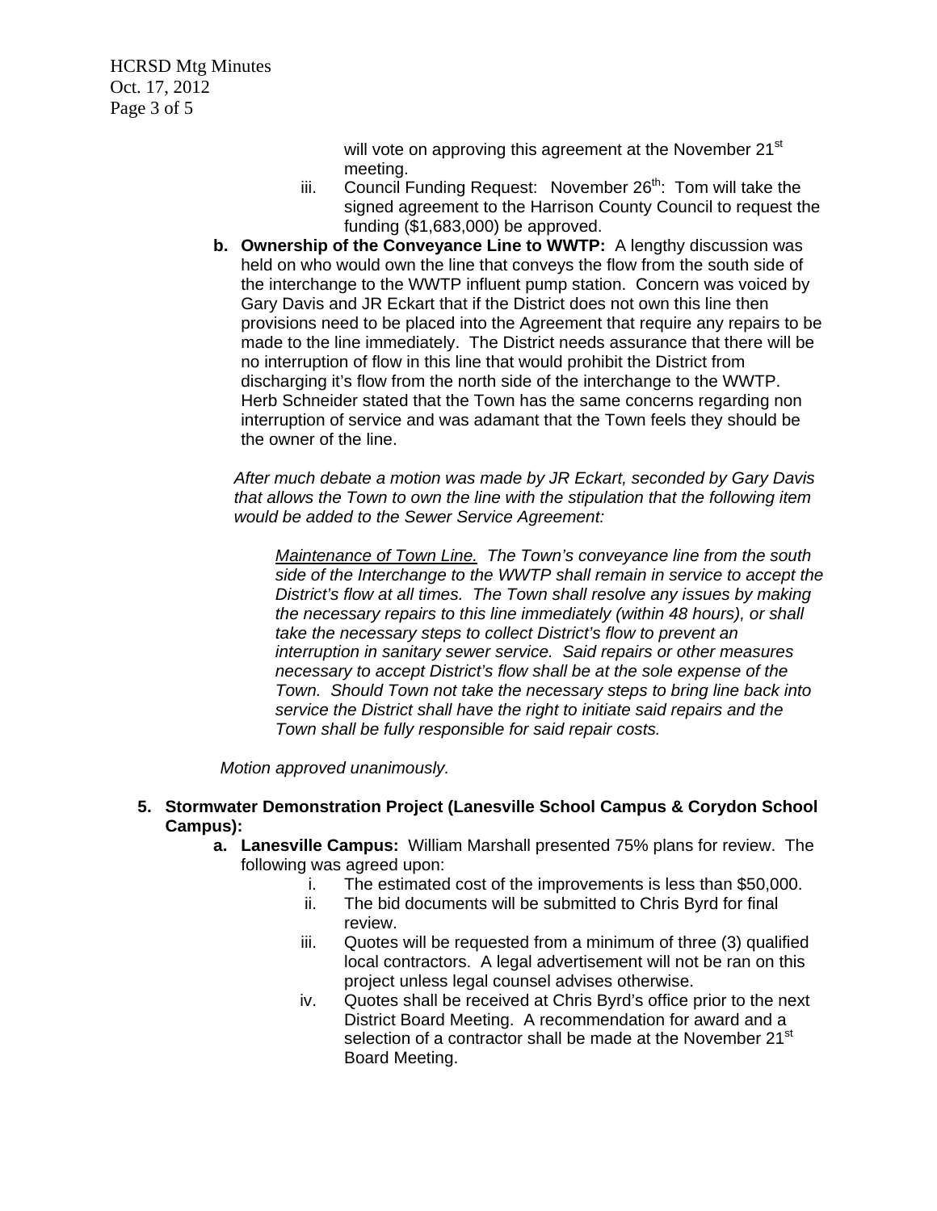will vote on approving this agreement at the November 21st meeting.

iii. Council Funding Request: November 26th: Tom will take the signed agreement to the Harrison County Council to request the funding ($1,683,000) be approved.

**b. Ownership of the Conveyance Line to WWTP:** A lengthy discussion was held on who would own the line that conveys the flow from the south side of the interchange to the WWTP influent pump station. Concern was voiced by Gary Davis and JR Eckart that if the District does not own this line then provisions need to be placed into the Agreement that require any repairs to be made to the line immediately. The District needs assurance that there will be no interruption of flow in this line that would prohibit the District from discharging it's flow from the north side of the interchange to the WWTP. Herb Schneider stated that the Town has the same concerns regarding non interruption of service and was adamant that the Town feels they should be the owner of the line.

*After much debate a motion was made by JR Eckart, seconded by Gary Davis that allows the Town to own the line with the stipulation that the following item would be added to the Sewer Service Agreement:*

> *Maintenance of Town Line.* *The Town's conveyance line from the south side of the Interchange to the WWTP shall remain in service to accept the District's flow at all times. The Town shall resolve any issues by making the necessary repairs to this line immediately (within 48 hours), or shall take the necessary steps to collect District's flow to prevent an interruption in sanitary sewer service. Said repairs or other measures necessary to accept District's flow shall be at the sole expense of the Town. Should Town not take the necessary steps to bring line back into service the District shall have the right to initiate said repairs and the Town shall be fully responsible for said repair costs.*

*Motion approved unanimously.*

**5. Stormwater Demonstration Project (Lanesville School Campus & Corydon School Campus):**

**a. Lanesville Campus:** William Marshall presented 75% plans for review. The following was agreed upon:

i. The estimated cost of the improvements is less than $50,000.

ii. The bid documents will be submitted to Chris Byrd for final review.

iii. Quotes will be requested from a minimum of three (3) qualified local contractors. A legal advertisement will not be ran on this project unless legal counsel advises otherwise.

iv. Quotes shall be received at Chris Byrd's office prior to the next District Board Meeting. A recommendation for award and a selection of a contractor shall be made at the November 21st Board Meeting.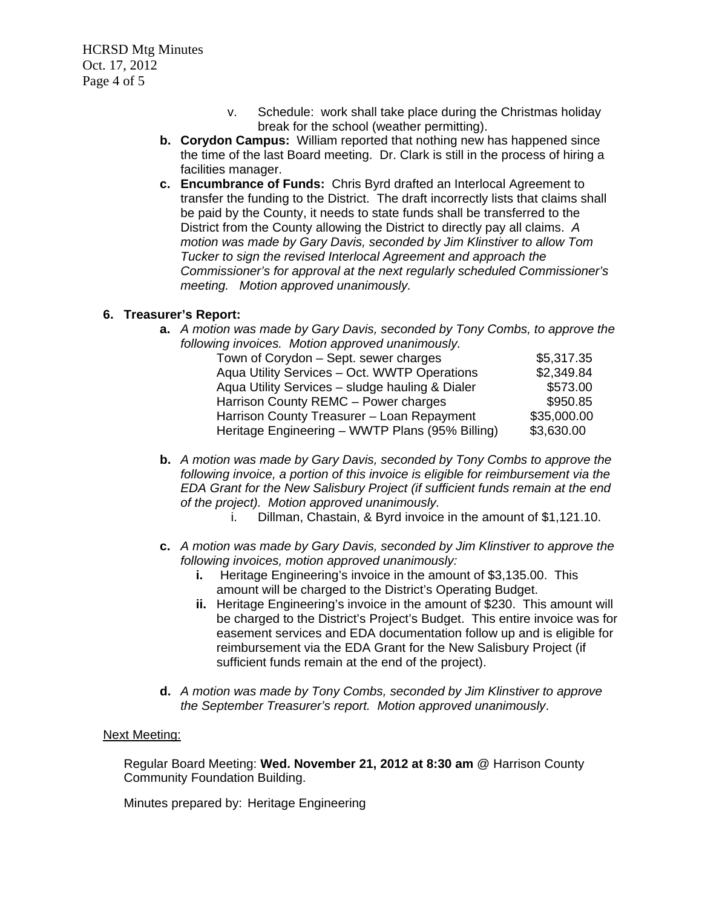v. Schedule: work shall take place during the Christmas holiday break for the school (weather permitting).

b. **Corydon Campus:** William reported that nothing new has happened since the time of the last Board meeting. Dr. Clark is still in the process of hiring a facilities manager.

c. **Encumbrance of Funds:** Chris Byrd drafted an Interlocal Agreement to transfer the funding to the District. The draft incorrectly lists that claims shall be paid by the County, it needs to state funds shall be transferred to the District from the County allowing the District to directly pay all claims. *A motion was made by Gary Davis, seconded by Jim Klinstiver to allow Tom Tucker to sign the revised Interlocal Agreement and approach the Commissioner's for approval at the next regularly scheduled Commissioner's meeting. Motion approved unanimously.*

**6. Treasurer's Report:**

a. *A motion was made by Gary Davis, seconded by Tony Combs, to approve the following invoices. Motion approved unanimously.*

| | |
|---|---|
| Town of Corydon – Sept. sewer charges | $5,317.35 |
| Aqua Utility Services – Oct. WWTP Operations | $2,349.84 |
| Aqua Utility Services – sludge hauling & Dialer | $573.00 |
| Harrison County REMC – Power charges | $950.85 |
| Harrison County Treasurer – Loan Repayment | $35,000.00 |
| Heritage Engineering – WWTP Plans (95% Billing) | $3,630.00 |

b. *A motion was made by Gary Davis, seconded by Tony Combs to approve the following invoice, a portion of this invoice is eligible for reimbursement via the EDA Grant for the New Salisbury Project (if sufficient funds remain at the end of the project). Motion approved unanimously.*
   i. Dillman, Chastain, & Byrd invoice in the amount of $1,121.10.

c. *A motion was made by Gary Davis, seconded by Jim Klinstiver to approve the following invoices, motion approved unanimously:*
   **i.** Heritage Engineering's invoice in the amount of $3,135.00. This amount will be charged to the District's Operating Budget.
   **ii.** Heritage Engineering's invoice in the amount of $230. This amount will be charged to the District's Project's Budget. This entire invoice was for easement services and EDA documentation follow up and is eligible for reimbursement via the EDA Grant for the New Salisbury Project (if sufficient funds remain at the end of the project).

d. *A motion was made by Tony Combs, seconded by Jim Klinstiver to approve the September Treasurer's report. Motion approved unanimously*.

<u>Next Meeting:</u>

Regular Board Meeting: **Wed. November 21, 2012 at 8:30 am** @ Harrison County Community Foundation Building.

Minutes prepared by: Heritage Engineering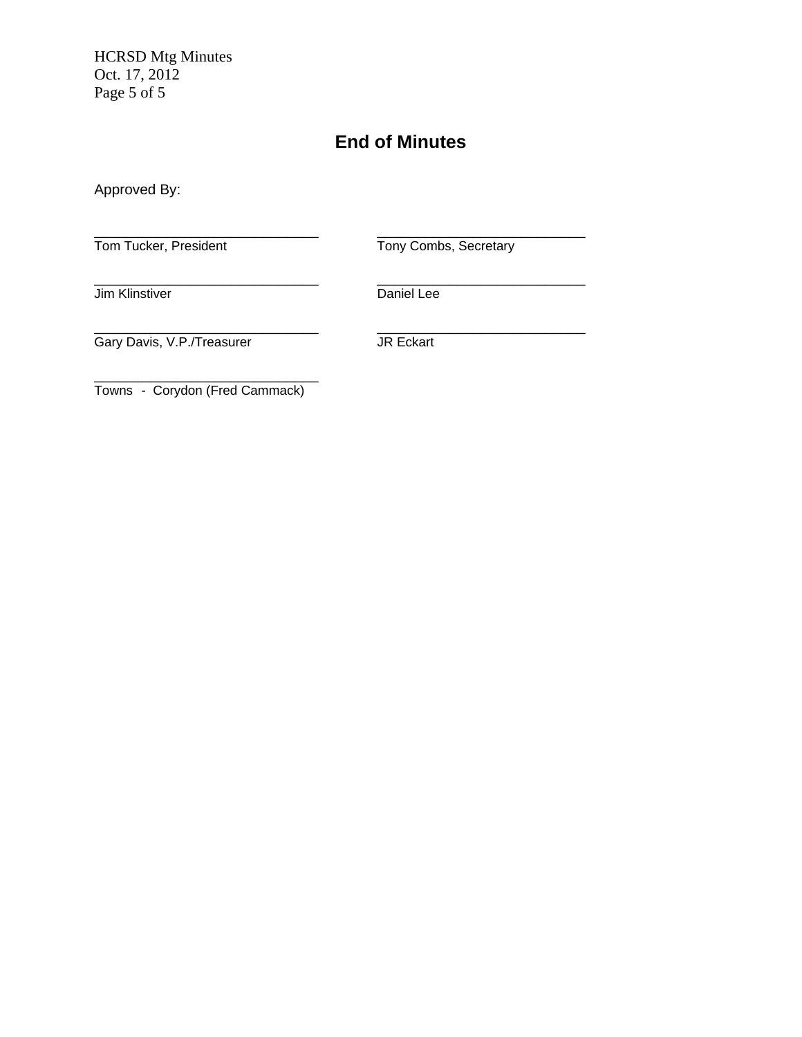## End of Minutes

Approved By:

| | |
|---|---|
| ______________________________ | ______________________________ |
| Tom Tucker, President | Tony Combs, Secretary |
| ______________________________ | ______________________________ |
| Jim Klinstiver | Daniel Lee |
| ______________________________ | ______________________________ |
| Gary Davis, V.P./Treasurer | JR Eckart |
| ______________________________ | |
| Towns - Corydon (Fred Cammack) | |